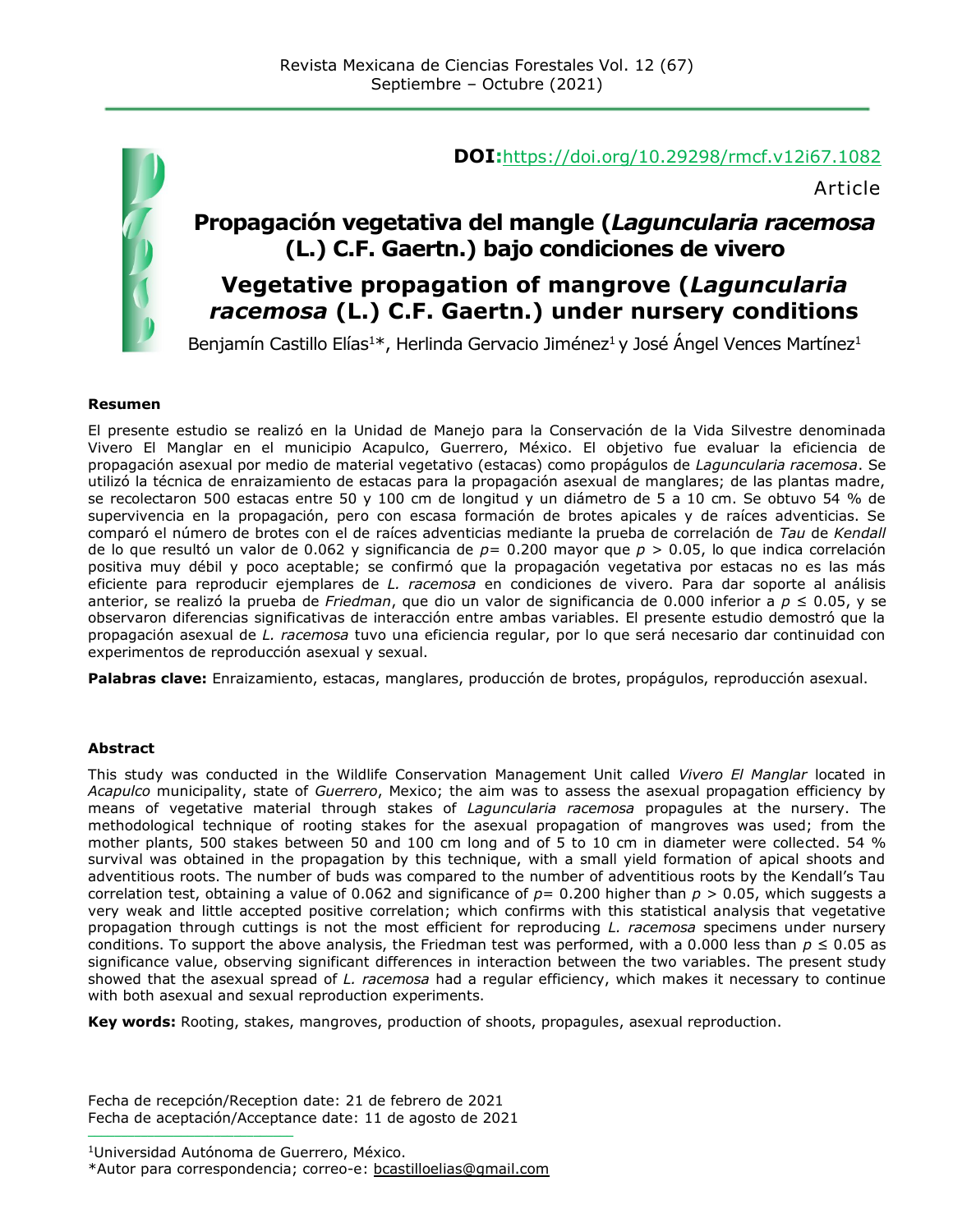DOI: https://doi.org/10.29298/rmcf.v12i67.1082

Article

# Propagación vegetativa del mangle (*Laguncularia racemosa* (L.) C.F. Gaertn.) bajo condiciones de vivero

# Vegetative propagation of mangrove (*Laguncularia racemosa* (L.) C.F. Gaertn.) under nursery conditions

Benjamín Castillo Elías[1]*, Herlinda Gervacio Jiménez[1] y José Ángel Vences Martínez[1]

### Resumen

El presente estudio se realizó en la Unidad de Manejo para la Conservación de la Vida Silvestre denominada Vivero El Manglar en el municipio Acapulco, Guerrero, México. El objetivo fue evaluar la eficiencia de propagación asexual por medio de material vegetativo (estacas) como propágulos de *Laguncularia racemosa*. Se utilizó la técnica de enraizamiento de estacas para la propagación asexual de manglares; de las plantas madre, se recolectaron 500 estacas entre 50 y 100 cm de longitud y un diámetro de 5 a 10 cm. Se obtuvo 54 % de supervivencia en la propagación, pero con escasa formación de brotes apicales y de raíces adventicias. Se comparó el número de brotes con el de raíces adventicias mediante la prueba de correlación de *Tau* de *Kendall* de lo que resultó un valor de 0.062 y significancia de $p= 0.200$ mayor que $p > 0.05$, lo que indica correlación positiva muy débil y poco aceptable; se confirmó que la propagación vegetativa por estacas no es las más eficiente para reproducir ejemplares de *L. racemosa* en condiciones de vivero. Para dar soporte al análisis anterior, se realizó la prueba de *Friedman*, que dio un valor de significancia de 0.000 inferior a $p \leq 0.05$, y se observaron diferencias significativas de interacción entre ambas variables. El presente estudio demostró que la propagación asexual de *L. racemosa* tuvo una eficiencia regular, por lo que será necesario dar continuidad con experimentos de reproducción asexual y sexual.

**Palabras clave:** Enraizamiento, estacas, manglares, producción de brotes, propágulos, reproducción asexual.

### Abstract

This study was conducted in the Wildlife Conservation Management Unit called *Vivero El Manglar* located in *Acapulco* municipality, state of *Guerrero*, Mexico; the aim was to assess the asexual propagation efficiency by means of vegetative material through stakes of *Laguncularia racemosa* propagules at the nursery. The methodological technique of rooting stakes for the asexual propagation of mangroves was used; from the mother plants, 500 stakes between 50 and 100 cm long and of 5 to 10 cm in diameter were collected. 54 % survival was obtained in the propagation by this technique, with a small yield formation of apical shoots and adventitious roots. The number of buds was compared to the number of adventitious roots by the Kendall's Tau correlation test, obtaining a value of 0.062 and significance of $p= 0.200$ higher than $p > 0.05$, which suggests a very weak and little accepted positive correlation; which confirms with this statistical analysis that vegetative propagation through cuttings is not the most efficient for reproducing *L. racemosa* specimens under nursery conditions. To support the above analysis, the Friedman test was performed, with a 0.000 less than $p \leq 0.05$ as significance value, observing significant differences in interaction between the two variables. The present study showed that the asexual spread of *L. racemosa* had a regular efficiency, which makes it necessary to continue with both asexual and sexual reproduction experiments.

**Key words:** Rooting, stakes, mangroves, production of shoots, propagules, asexual reproduction.

Fecha de recepción/Reception date: 21 de febrero de 2021
Fecha de aceptación/Acceptance date: 11 de agosto de 2021

[1]Universidad Autónoma de Guerrero, México.
*Autor para correspondencia; correo-e: bcastilloelias@gmail.com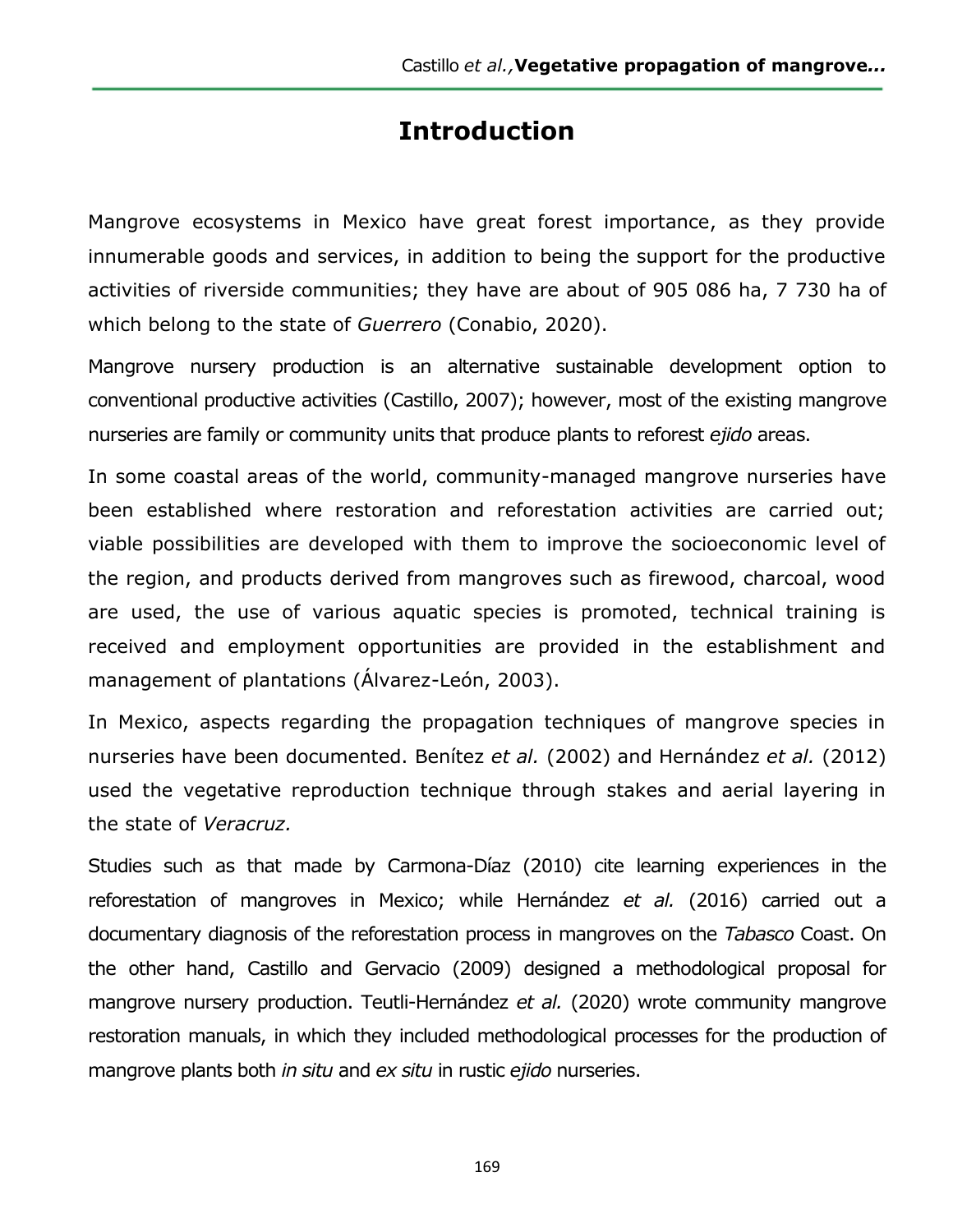# Introduction

Mangrove ecosystems in Mexico have great forest importance, as they provide innumerable goods and services, in addition to being the support for the productive activities of riverside communities; they have are about of 905 086 ha, 7 730 ha of which belong to the state of *Guerrero* (Conabio, 2020).

Mangrove nursery production is an alternative sustainable development option to conventional productive activities (Castillo, 2007); however, most of the existing mangrove nurseries are family or community units that produce plants to reforest *ejido* areas.

In some coastal areas of the world, community-managed mangrove nurseries have been established where restoration and reforestation activities are carried out; viable possibilities are developed with them to improve the socioeconomic level of the region, and products derived from mangroves such as firewood, charcoal, wood are used, the use of various aquatic species is promoted, technical training is received and employment opportunities are provided in the establishment and management of plantations (Álvarez-León, 2003).

In Mexico, aspects regarding the propagation techniques of mangrove species in nurseries have been documented. Benítez *et al.* (2002) and Hernández *et al.* (2012) used the vegetative reproduction technique through stakes and aerial layering in the state of *Veracruz.*

Studies such as that made by Carmona-Díaz (2010) cite learning experiences in the reforestation of mangroves in Mexico; while Hernández *et al.* (2016) carried out a documentary diagnosis of the reforestation process in mangroves on the *Tabasco* Coast. On the other hand, Castillo and Gervacio (2009) designed a methodological proposal for mangrove nursery production. Teutli-Hernández *et al.* (2020) wrote community mangrove restoration manuals, in which they included methodological processes for the production of mangrove plants both *in situ* and *ex situ* in rustic *ejido* nurseries.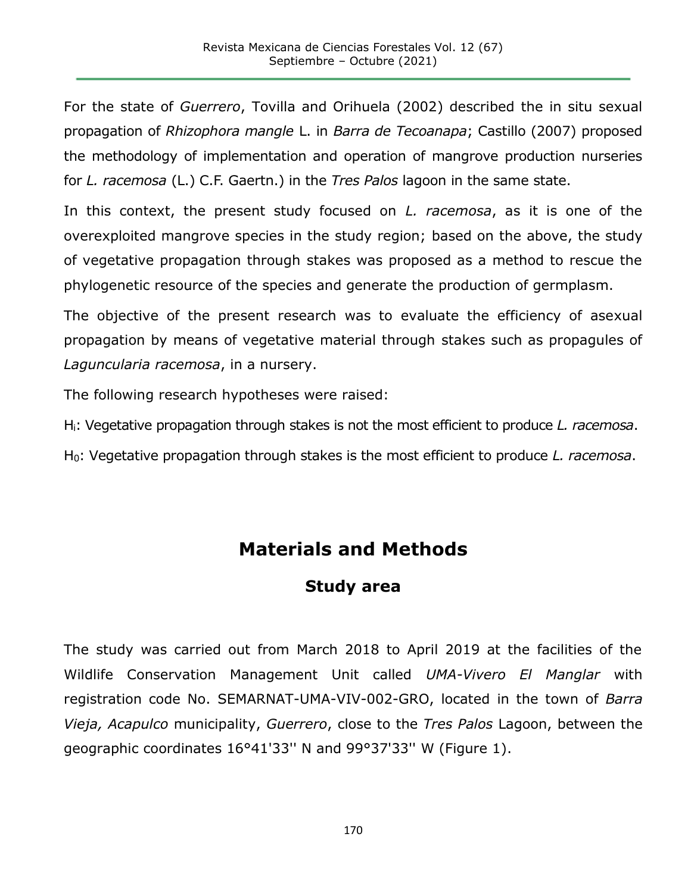For the state of *Guerrero*, Tovilla and Orihuela (2002) described the in situ sexual propagation of *Rhizophora mangle* L. in *Barra de Tecoanapa*; Castillo (2007) proposed the methodology of implementation and operation of mangrove production nurseries for *L. racemosa* (L.) C.F. Gaertn.) in the *Tres Palos* lagoon in the same state.

In this context, the present study focused on *L. racemosa*, as it is one of the overexploited mangrove species in the study region; based on the above, the study of vegetative propagation through stakes was proposed as a method to rescue the phylogenetic resource of the species and generate the production of germplasm.

The objective of the present research was to evaluate the efficiency of asexual propagation by means of vegetative material through stakes such as propagules of *Laguncularia racemosa*, in a nursery.

The following research hypotheses were raised:

$H_i$: Vegetative propagation through stakes is not the most efficient to produce *L. racemosa*.

$H_0$: Vegetative propagation through stakes is the most efficient to produce *L. racemosa*.

# Materials and Methods

## Study area

The study was carried out from March 2018 to April 2019 at the facilities of the Wildlife Conservation Management Unit called *UMA-Vivero El Manglar* with registration code No. SEMARNAT-UMA-VIV-002-GRO, located in the town of *Barra Vieja, Acapulco* municipality, *Guerrero*, close to the *Tres Palos* Lagoon, between the geographic coordinates 16°41'33'' N and 99°37'33'' W (Figure 1).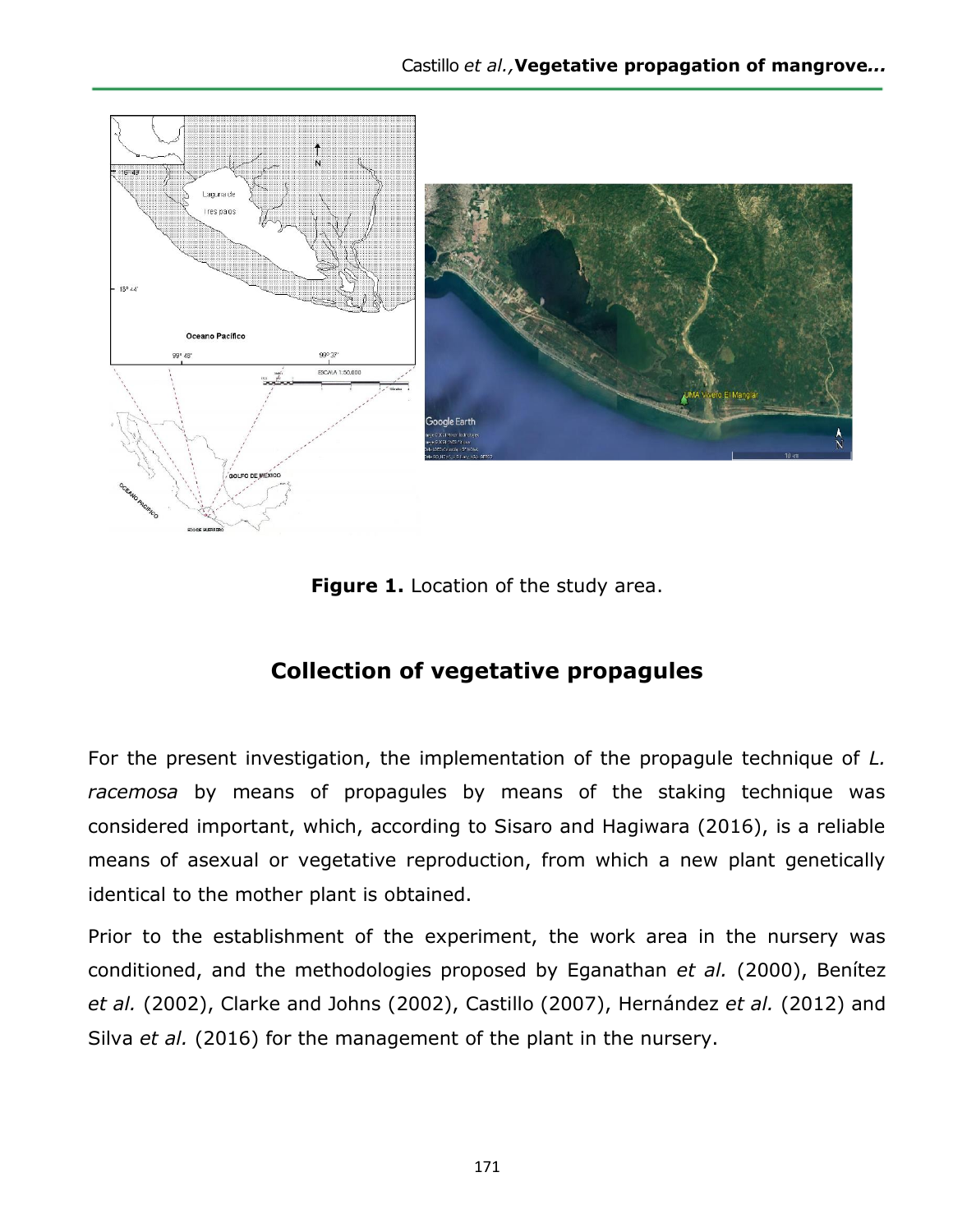**Figure 1.** Location of the study area.

## Collection of vegetative propagules

For the present investigation, the implementation of the propagule technique of *L. racemosa* by means of propagules by means of the staking technique was considered important, which, according to Sisaro and Hagiwara (2016), is a reliable means of asexual or vegetative reproduction, from which a new plant genetically identical to the mother plant is obtained.

Prior to the establishment of the experiment, the work area in the nursery was conditioned, and the methodologies proposed by Eganathan *et al.* (2000), Benítez *et al.* (2002), Clarke and Johns (2002), Castillo (2007), Hernández *et al.* (2012) and Silva *et al.* (2016) for the management of the plant in the nursery.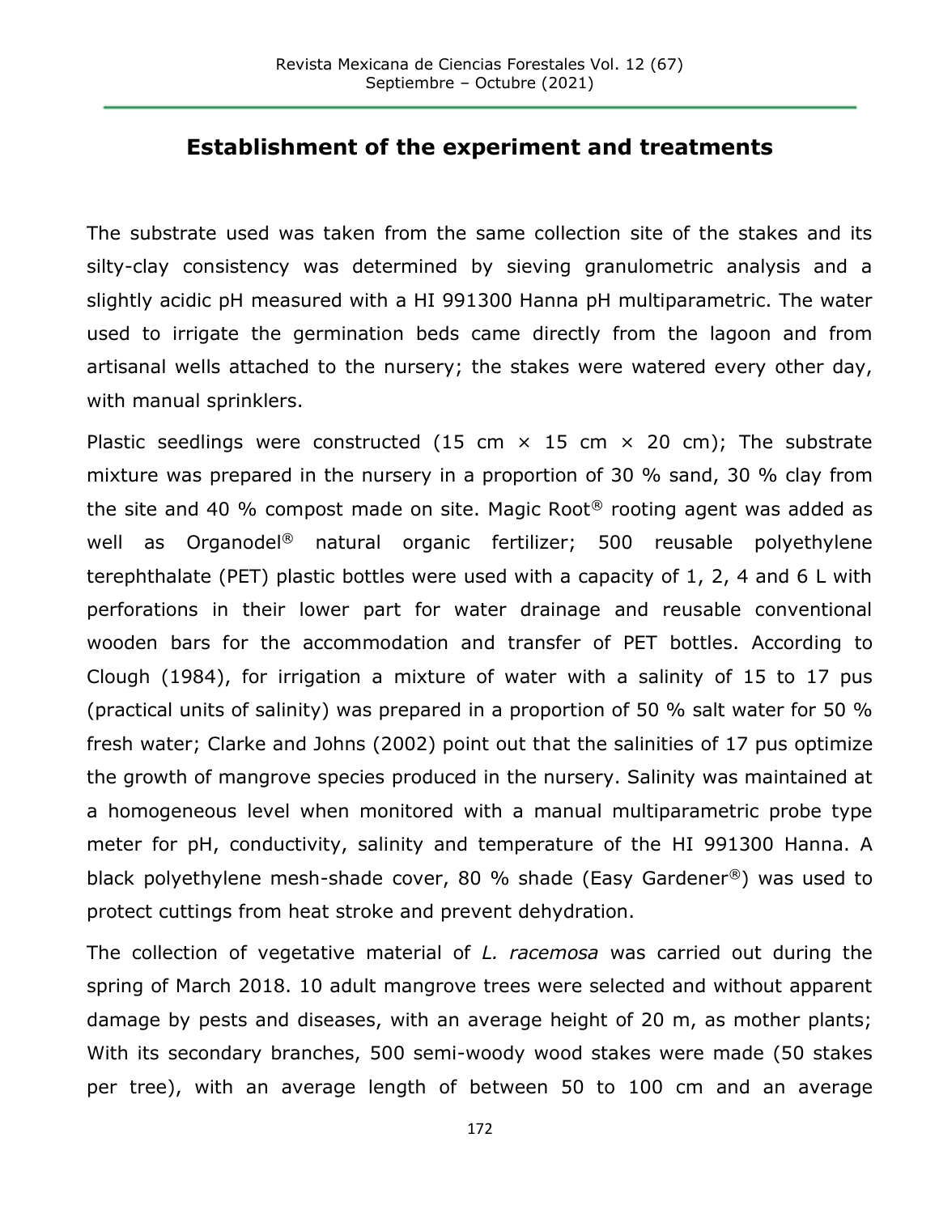## Establishment of the experiment and treatments

The substrate used was taken from the same collection site of the stakes and its silty-clay consistency was determined by sieving granulometric analysis and a slightly acidic pH measured with a HI 991300 Hanna pH multiparametric. The water used to irrigate the germination beds came directly from the lagoon and from artisanal wells attached to the nursery; the stakes were watered every other day, with manual sprinklers.

Plastic seedlings were constructed (15 cm × 15 cm × 20 cm); The substrate mixture was prepared in the nursery in a proportion of 30 % sand, 30 % clay from the site and 40 % compost made on site. Magic Root® rooting agent was added as well as Organodel® natural organic fertilizer; 500 reusable polyethylene terephthalate (PET) plastic bottles were used with a capacity of 1, 2, 4 and 6 L with perforations in their lower part for water drainage and reusable conventional wooden bars for the accommodation and transfer of PET bottles. According to Clough (1984), for irrigation a mixture of water with a salinity of 15 to 17 pus (practical units of salinity) was prepared in a proportion of 50 % salt water for 50 % fresh water; Clarke and Johns (2002) point out that the salinities of 17 pus optimize the growth of mangrove species produced in the nursery. Salinity was maintained at a homogeneous level when monitored with a manual multiparametric probe type meter for pH, conductivity, salinity and temperature of the HI 991300 Hanna. A black polyethylene mesh-shade cover, 80 % shade (Easy Gardener®) was used to protect cuttings from heat stroke and prevent dehydration.

The collection of vegetative material of *L. racemosa* was carried out during the spring of March 2018. 10 adult mangrove trees were selected and without apparent damage by pests and diseases, with an average height of 20 m, as mother plants; With its secondary branches, 500 semi-woody wood stakes were made (50 stakes per tree), with an average length of between 50 to 100 cm and an average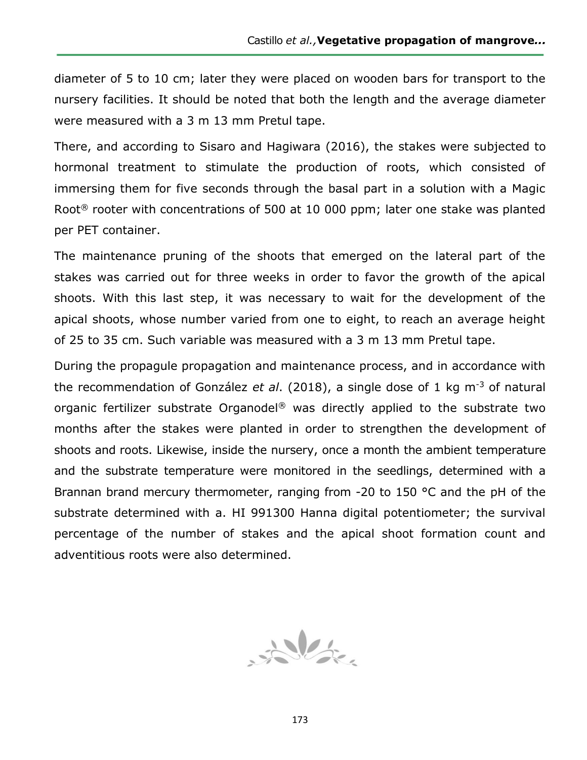diameter of 5 to 10 cm; later they were placed on wooden bars for transport to the nursery facilities. It should be noted that both the length and the average diameter were measured with a 3 m 13 mm Pretul tape.

There, and according to Sisaro and Hagiwara (2016), the stakes were subjected to hormonal treatment to stimulate the production of roots, which consisted of immersing them for five seconds through the basal part in a solution with a Magic Root® rooter with concentrations of 500 at 10 000 ppm; later one stake was planted per PET container.

The maintenance pruning of the shoots that emerged on the lateral part of the stakes was carried out for three weeks in order to favor the growth of the apical shoots. With this last step, it was necessary to wait for the development of the apical shoots, whose number varied from one to eight, to reach an average height of 25 to 35 cm. Such variable was measured with a 3 m 13 mm Pretul tape.

During the propagule propagation and maintenance process, and in accordance with the recommendation of González *et al*. (2018), a single dose of 1 kg $m^{-3}$ of natural organic fertilizer substrate Organodel® was directly applied to the substrate two months after the stakes were planted in order to strengthen the development of shoots and roots. Likewise, inside the nursery, once a month the ambient temperature and the substrate temperature were monitored in the seedlings, determined with a Brannan brand mercury thermometer, ranging from -20 to 150 °C and the pH of the substrate determined with a. HI 991300 Hanna digital potentiometer; the survival percentage of the number of stakes and the apical shoot formation count and adventitious roots were also determined.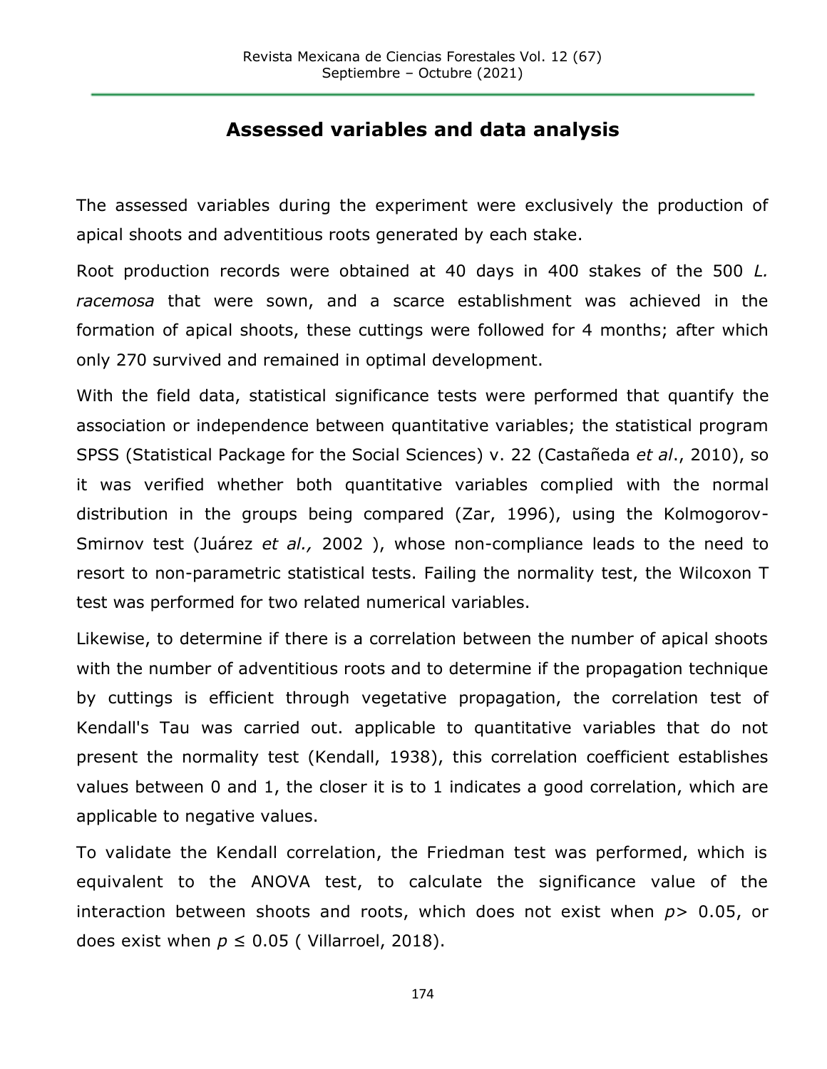## Assessed variables and data analysis

The assessed variables during the experiment were exclusively the production of apical shoots and adventitious roots generated by each stake.

Root production records were obtained at 40 days in 400 stakes of the 500 *L. racemosa* that were sown, and a scarce establishment was achieved in the formation of apical shoots, these cuttings were followed for 4 months; after which only 270 survived and remained in optimal development.

With the field data, statistical significance tests were performed that quantify the association or independence between quantitative variables; the statistical program SPSS (Statistical Package for the Social Sciences) v. 22 (Castañeda *et al*., 2010), so it was verified whether both quantitative variables complied with the normal distribution in the groups being compared (Zar, 1996), using the Kolmogorov-Smirnov test (Juárez *et al.,* 2002 ), whose non-compliance leads to the need to resort to non-parametric statistical tests. Failing the normality test, the Wilcoxon T test was performed for two related numerical variables.

Likewise, to determine if there is a correlation between the number of apical shoots with the number of adventitious roots and to determine if the propagation technique by cuttings is efficient through vegetative propagation, the correlation test of Kendall's Tau was carried out. applicable to quantitative variables that do not present the normality test (Kendall, 1938), this correlation coefficient establishes values between 0 and 1, the closer it is to 1 indicates a good correlation, which are applicable to negative values.

To validate the Kendall correlation, the Friedman test was performed, which is equivalent to the ANOVA test, to calculate the significance value of the interaction between shoots and roots, which does not exist when $p > 0.05$, or does exist when $p \leq 0.05$ ( Villarroel, 2018).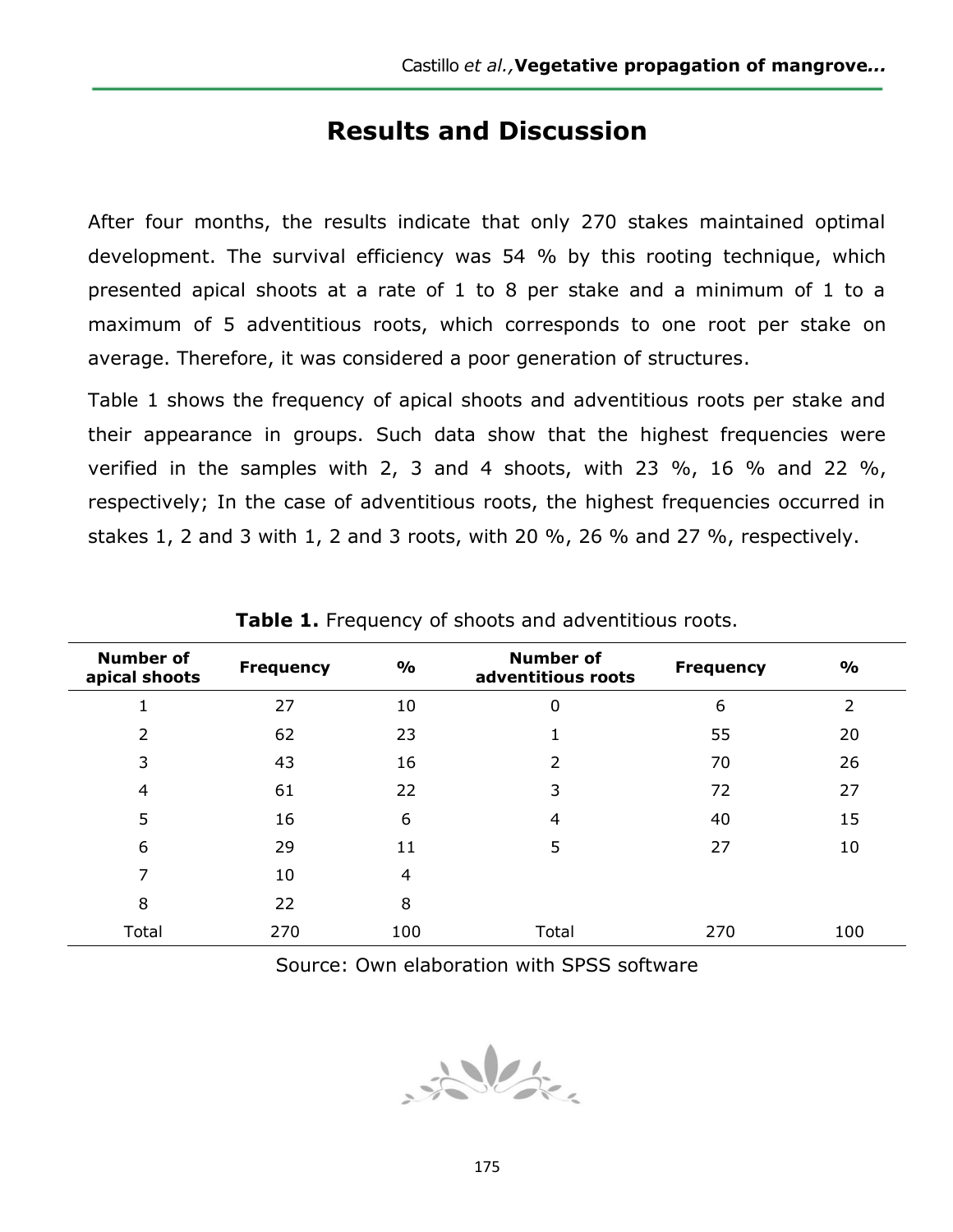# Results and Discussion

After four months, the results indicate that only 270 stakes maintained optimal development. The survival efficiency was 54 % by this rooting technique, which presented apical shoots at a rate of 1 to 8 per stake and a minimum of 1 to a maximum of 5 adventitious roots, which corresponds to one root per stake on average. Therefore, it was considered a poor generation of structures.

Table 1 shows the frequency of apical shoots and adventitious roots per stake and their appearance in groups. Such data show that the highest frequencies were verified in the samples with 2, 3 and 4 shoots, with 23 %, 16 % and 22 %, respectively; In the case of adventitious roots, the highest frequencies occurred in stakes 1, 2 and 3 with 1, 2 and 3 roots, with 20 %, 26 % and 27 %, respectively.

**Table 1.** Frequency of shoots and adventitious roots.

| Number of apical shoots | Frequency | % | Number of adventitious roots | Frequency | % |
|---|---|---|---|---|---|
| 1 | 27 | 10 | 0 | 6 | 2 |
| 2 | 62 | 23 | 1 | 55 | 20 |
| 3 | 43 | 16 | 2 | 70 | 26 |
| 4 | 61 | 22 | 3 | 72 | 27 |
| 5 | 16 | 6 | 4 | 40 | 15 |
| 6 | 29 | 11 | 5 | 27 | 10 |
| 7 | 10 | 4 | | | |
| 8 | 22 | 8 | | | |
| Total | 270 | 100 | Total | 270 | 100 |

Source: Own elaboration with SPSS software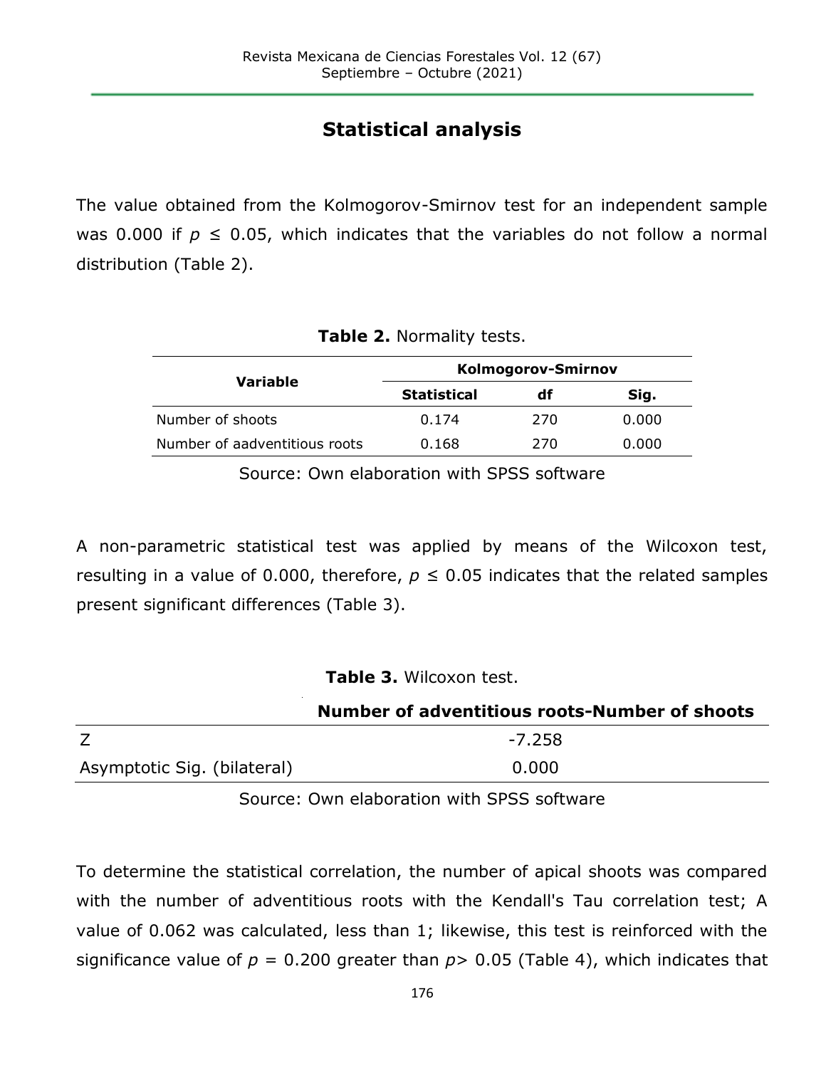## Statistical analysis

The value obtained from the Kolmogorov-Smirnov test for an independent sample was 0.000 if $p \leq 0.05$, which indicates that the variables do not follow a normal distribution (Table 2).

**Table 2.** Normality tests.

| Variable | Kolmogorov-Smirnov | | |
|---|---|---|---|
| | **Statistical** | **df** | **Sig.** |
| Number of shoots | 0.174 | 270 | 0.000 |
| Number of aadventitious roots | 0.168 | 270 | 0.000 |

Source: Own elaboration with SPSS software

A non-parametric statistical test was applied by means of the Wilcoxon test, resulting in a value of 0.000, therefore, $p \leq 0.05$ indicates that the related samples present significant differences (Table 3).

**Table 3.** Wilcoxon test.

| | **Number of adventitious roots-Number of shoots** |
|---|---|
| Z | -7.258 |
| Asymptotic Sig. (bilateral) | 0.000 |

Source: Own elaboration with SPSS software

To determine the statistical correlation, the number of apical shoots was compared with the number of adventitious roots with the Kendall's Tau correlation test; A value of 0.062 was calculated, less than 1; likewise, this test is reinforced with the significance value of $p = 0.200$ greater than $p > 0.05$ (Table 4), which indicates that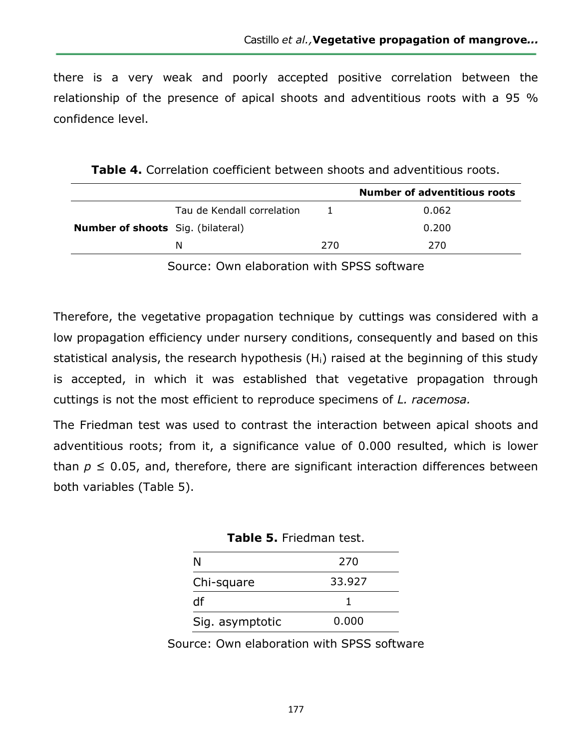there is a very weak and poorly accepted positive correlation between the relationship of the presence of apical shoots and adventitious roots with a 95 % confidence level.

**Table 4.** Correlation coefficient between shoots and adventitious roots.

| | | | **Number of adventitious roots** |
|---|---|---|---|
| **Number of shoots** | Tau de Kendall correlation | 1 | 0.062 |
| | Sig. (bilateral) | | 0.200 |
| | N | 270 | 270 |

Source: Own elaboration with SPSS software

Therefore, the vegetative propagation technique by cuttings was considered with a low propagation efficiency under nursery conditions, consequently and based on this statistical analysis, the research hypothesis ($H_i$) raised at the beginning of this study is accepted, in which it was established that vegetative propagation through cuttings is not the most efficient to reproduce specimens of *L. racemosa.*

The Friedman test was used to contrast the interaction between apical shoots and adventitious roots; from it, a significance value of 0.000 resulted, which is lower than $p \leq 0.05$, and, therefore, there are significant interaction differences between both variables (Table 5).

**Table 5.** Friedman test.

| | |
|---|---|
| N | 270 |
| Chi-square | 33.927 |
| df | 1 |
| Sig. asymptotic | 0.000 |

Source: Own elaboration with SPSS software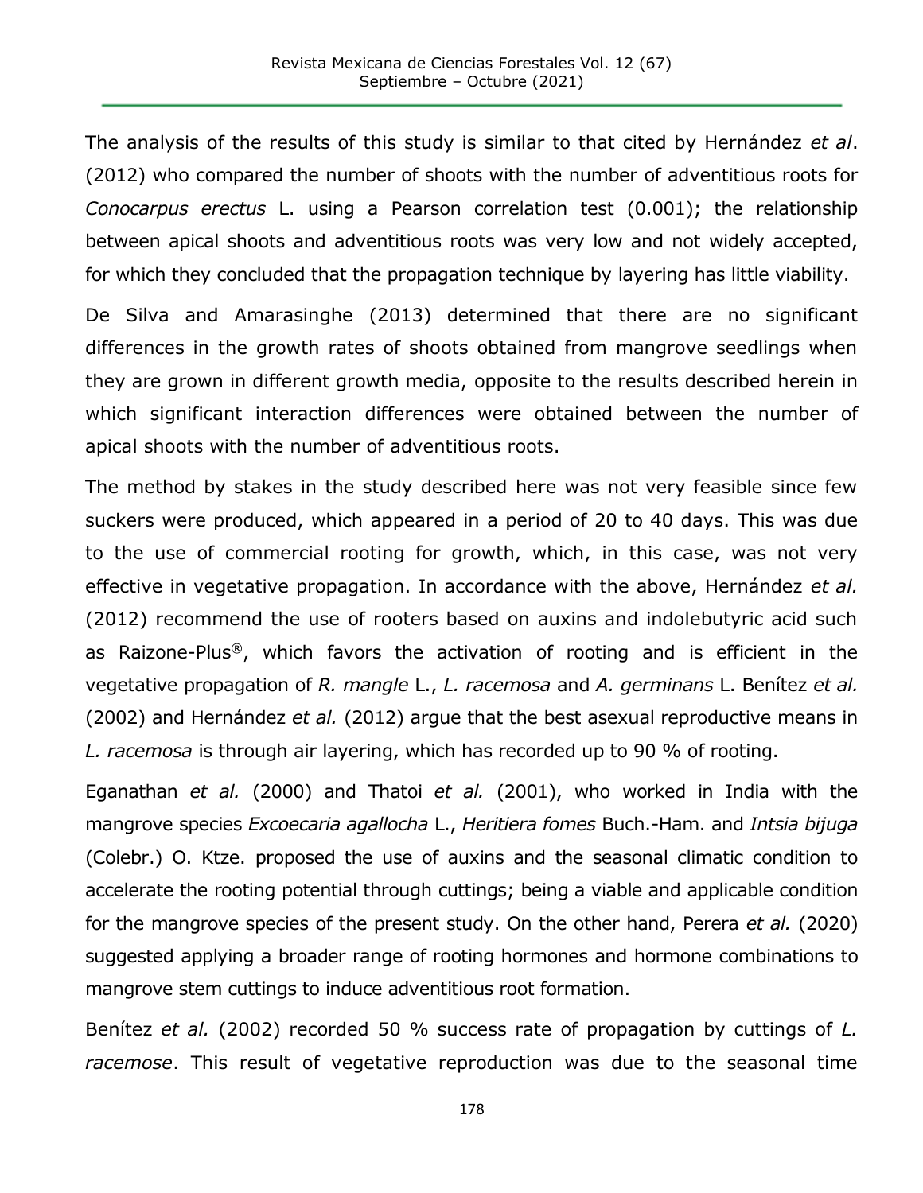The analysis of the results of this study is similar to that cited by Hernández *et al*. (2012) who compared the number of shoots with the number of adventitious roots for *Conocarpus erectus* L. using a Pearson correlation test (0.001); the relationship between apical shoots and adventitious roots was very low and not widely accepted, for which they concluded that the propagation technique by layering has little viability.

De Silva and Amarasinghe (2013) determined that there are no significant differences in the growth rates of shoots obtained from mangrove seedlings when they are grown in different growth media, opposite to the results described herein in which significant interaction differences were obtained between the number of apical shoots with the number of adventitious roots.

The method by stakes in the study described here was not very feasible since few suckers were produced, which appeared in a period of 20 to 40 days. This was due to the use of commercial rooting for growth, which, in this case, was not very effective in vegetative propagation. In accordance with the above, Hernández *et al.* (2012) recommend the use of rooters based on auxins and indolebutyric acid such as Raizone-Plus®, which favors the activation of rooting and is efficient in the vegetative propagation of *R. mangle* L., *L. racemosa* and *A. germinans* L. Benítez *et al.* (2002) and Hernández *et al.* (2012) argue that the best asexual reproductive means in *L. racemosa* is through air layering, which has recorded up to 90 % of rooting.

Eganathan *et al.* (2000) and Thatoi *et al.* (2001), who worked in India with the mangrove species *Excoecaria agallocha* L., *Heritiera fomes* Buch.-Ham. and *Intsia bijuga* (Colebr.) O. Ktze. proposed the use of auxins and the seasonal climatic condition to accelerate the rooting potential through cuttings; being a viable and applicable condition for the mangrove species of the present study. On the other hand, Perera *et al.* (2020) suggested applying a broader range of rooting hormones and hormone combinations to mangrove stem cuttings to induce adventitious root formation.

Benítez *et al.* (2002) recorded 50 % success rate of propagation by cuttings of *L. racemose*. This result of vegetative reproduction was due to the seasonal time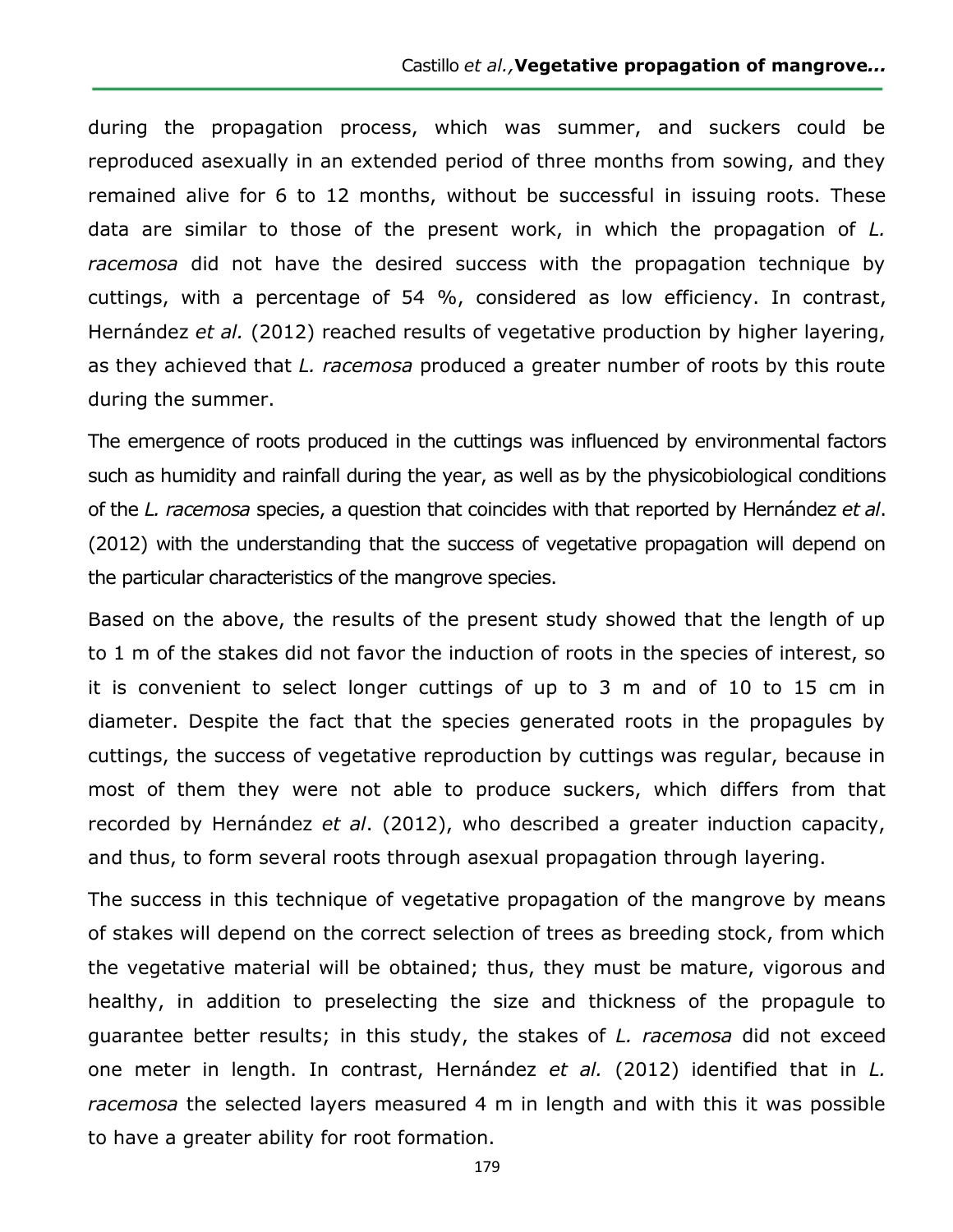during the propagation process, which was summer, and suckers could be reproduced asexually in an extended period of three months from sowing, and they remained alive for 6 to 12 months, without be successful in issuing roots. These data are similar to those of the present work, in which the propagation of *L. racemosa* did not have the desired success with the propagation technique by cuttings, with a percentage of 54 %, considered as low efficiency. In contrast, Hernández *et al.* (2012) reached results of vegetative production by higher layering, as they achieved that *L. racemosa* produced a greater number of roots by this route during the summer.

The emergence of roots produced in the cuttings was influenced by environmental factors such as humidity and rainfall during the year, as well as by the physicobiological conditions of the *L. racemosa* species, a question that coincides with that reported by Hernández *et al*. (2012) with the understanding that the success of vegetative propagation will depend on the particular characteristics of the mangrove species.

Based on the above, the results of the present study showed that the length of up to 1 m of the stakes did not favor the induction of roots in the species of interest, so it is convenient to select longer cuttings of up to 3 m and of 10 to 15 cm in diameter. Despite the fact that the species generated roots in the propagules by cuttings, the success of vegetative reproduction by cuttings was regular, because in most of them they were not able to produce suckers, which differs from that recorded by Hernández *et al*. (2012), who described a greater induction capacity, and thus, to form several roots through asexual propagation through layering.

The success in this technique of vegetative propagation of the mangrove by means of stakes will depend on the correct selection of trees as breeding stock, from which the vegetative material will be obtained; thus, they must be mature, vigorous and healthy, in addition to preselecting the size and thickness of the propagule to guarantee better results; in this study, the stakes of *L. racemosa* did not exceed one meter in length. In contrast, Hernández *et al.* (2012) identified that in *L. racemosa* the selected layers measured 4 m in length and with this it was possible to have a greater ability for root formation.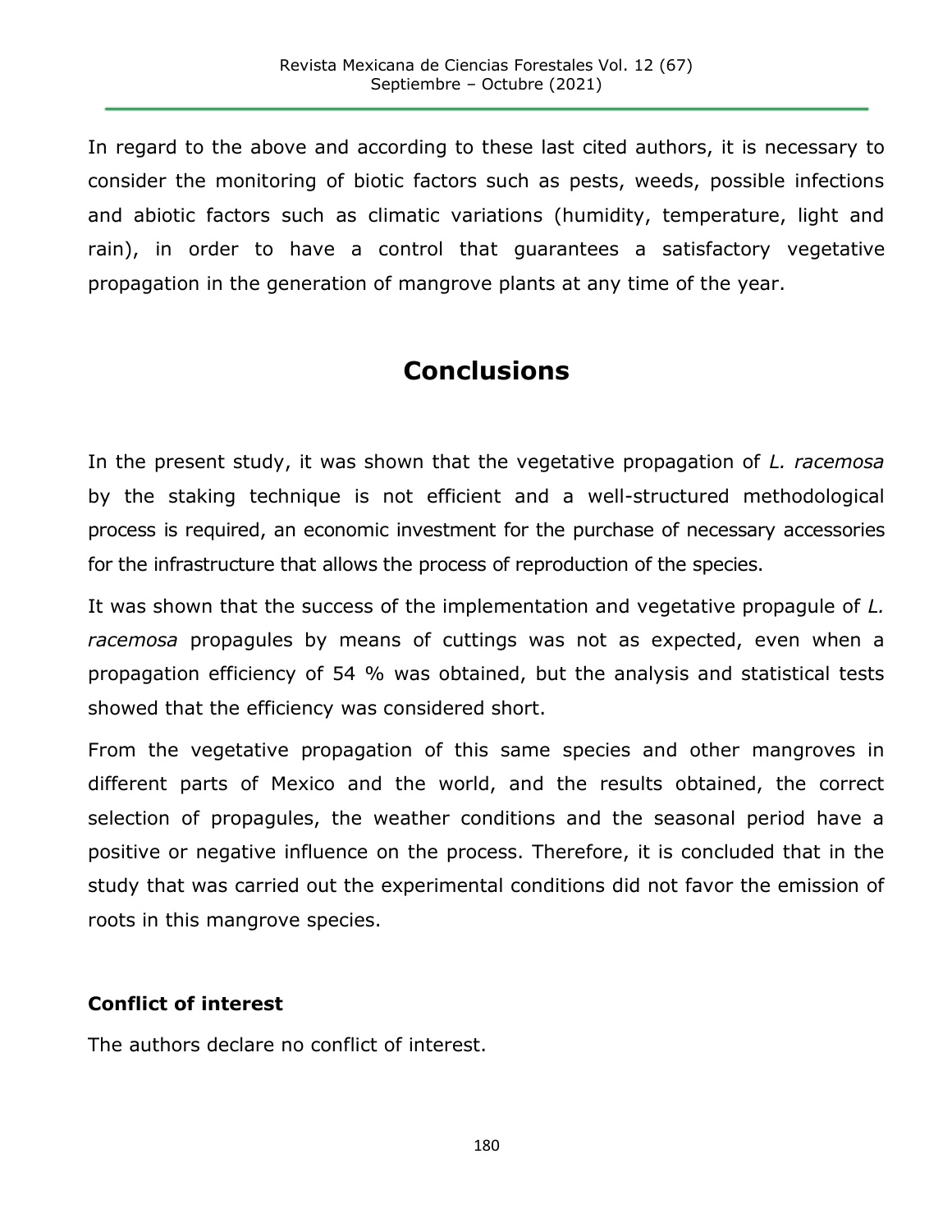In regard to the above and according to these last cited authors, it is necessary to consider the monitoring of biotic factors such as pests, weeds, possible infections and abiotic factors such as climatic variations (humidity, temperature, light and rain), in order to have a control that guarantees a satisfactory vegetative propagation in the generation of mangrove plants at any time of the year.

# Conclusions

In the present study, it was shown that the vegetative propagation of *L. racemosa* by the staking technique is not efficient and a well-structured methodological process is required, an economic investment for the purchase of necessary accessories for the infrastructure that allows the process of reproduction of the species.

It was shown that the success of the implementation and vegetative propagule of *L. racemosa* propagules by means of cuttings was not as expected, even when a propagation efficiency of 54 % was obtained, but the analysis and statistical tests showed that the efficiency was considered short.

From the vegetative propagation of this same species and other mangroves in different parts of Mexico and the world, and the results obtained, the correct selection of propagules, the weather conditions and the seasonal period have a positive or negative influence on the process. Therefore, it is concluded that in the study that was carried out the experimental conditions did not favor the emission of roots in this mangrove species.

### Conflict of interest

The authors declare no conflict of interest.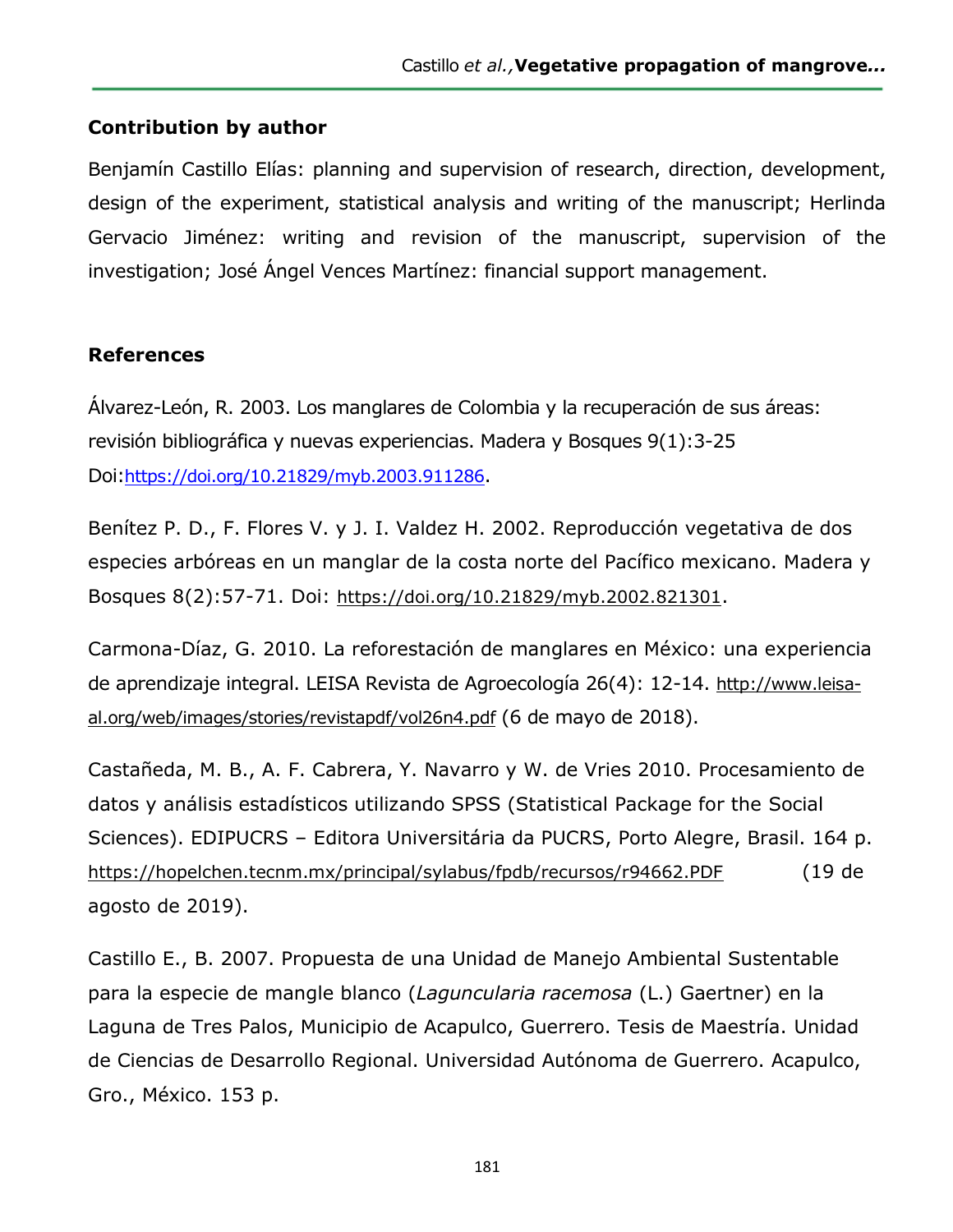## Contribution by author

Benjamín Castillo Elías: planning and supervision of research, direction, development, design of the experiment, statistical analysis and writing of the manuscript; Herlinda Gervacio Jiménez: writing and revision of the manuscript, supervision of the investigation; José Ángel Vences Martínez: financial support management.

## References

Álvarez-León, R. 2003. Los manglares de Colombia y la recuperación de sus áreas: revisión bibliográfica y nuevas experiencias. Madera y Bosques 9(1):3-25 Doi:https://doi.org/10.21829/myb.2003.911286.

Benítez P. D., F. Flores V. y J. I. Valdez H. 2002. Reproducción vegetativa de dos especies arbóreas en un manglar de la costa norte del Pacífico mexicano. Madera y Bosques 8(2):57-71. Doi: https://doi.org/10.21829/myb.2002.821301.

Carmona-Díaz, G. 2010. La reforestación de manglares en México: una experiencia de aprendizaje integral. LEISA Revista de Agroecología 26(4): 12-14. http://www.leisa-al.org/web/images/stories/revistapdf/vol26n4.pdf (6 de mayo de 2018).

Castañeda, M. B., A. F. Cabrera, Y. Navarro y W. de Vries 2010. Procesamiento de datos y análisis estadísticos utilizando SPSS (Statistical Package for the Social Sciences). EDIPUCRS – Editora Universitária da PUCRS, Porto Alegre, Brasil. 164 p. https://hopelchen.tecnm.mx/principal/sylabus/fpdb/recursos/r94662.PDF (19 de agosto de 2019).

Castillo E., B. 2007. Propuesta de una Unidad de Manejo Ambiental Sustentable para la especie de mangle blanco (*Laguncularia racemosa* (L.) Gaertner) en la Laguna de Tres Palos, Municipio de Acapulco, Guerrero. Tesis de Maestría. Unidad de Ciencias de Desarrollo Regional. Universidad Autónoma de Guerrero. Acapulco, Gro., México. 153 p.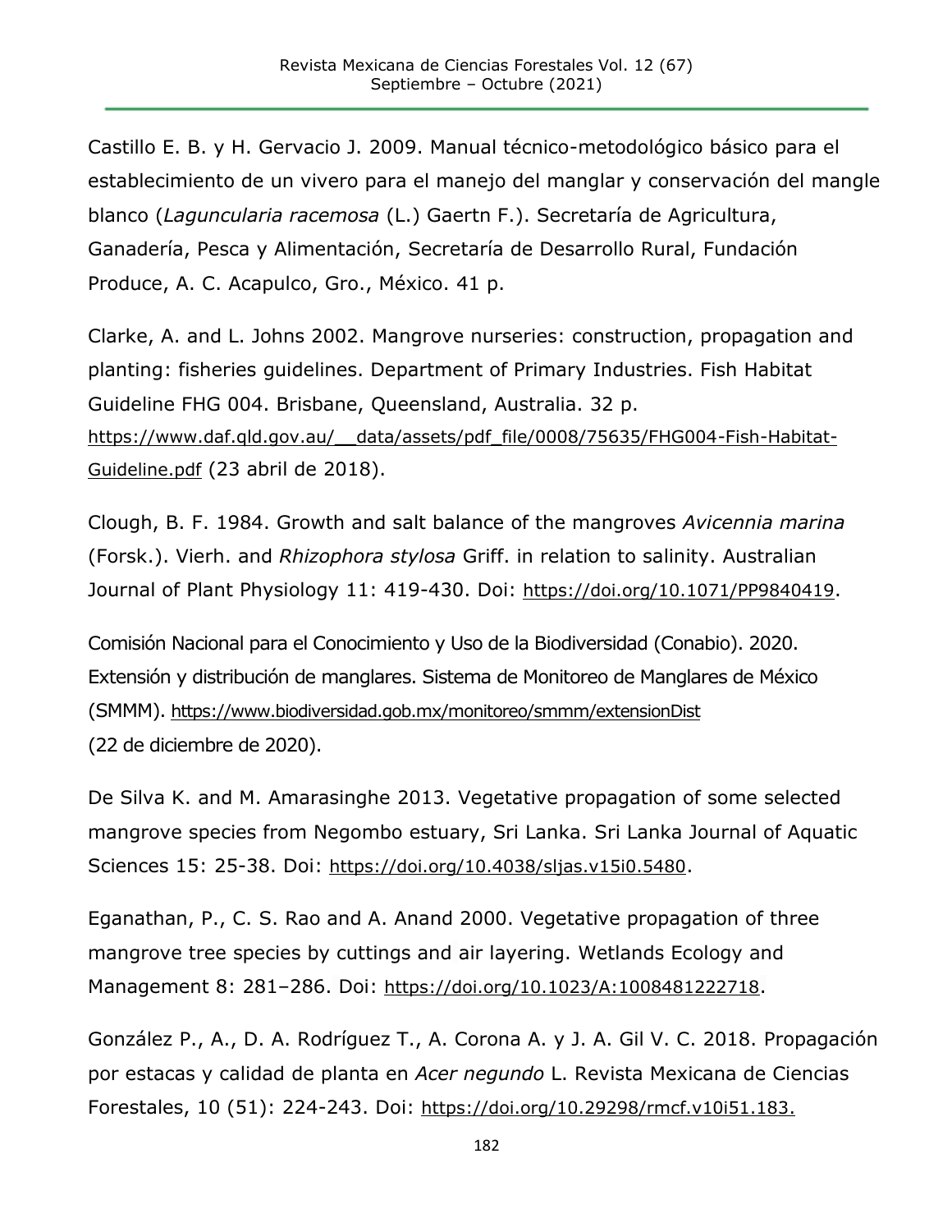Castillo E. B. y H. Gervacio J. 2009. Manual técnico-metodológico básico para el establecimiento de un vivero para el manejo del manglar y conservación del mangle blanco (*Laguncularia racemosa* (L.) Gaertn F.). Secretaría de Agricultura, Ganadería, Pesca y Alimentación, Secretaría de Desarrollo Rural, Fundación Produce, A. C. Acapulco, Gro., México. 41 p.

Clarke, A. and L. Johns 2002. Mangrove nurseries: construction, propagation and planting: fisheries guidelines. Department of Primary Industries. Fish Habitat Guideline FHG 004. Brisbane, Queensland, Australia. 32 p. https://www.daf.qld.gov.au/__data/assets/pdf_file/0008/75635/FHG004-Fish-Habitat-Guideline.pdf (23 abril de 2018).

Clough, B. F. 1984. Growth and salt balance of the mangroves *Avicennia marina* (Forsk.). Vierh. and *Rhizophora stylosa* Griff. in relation to salinity. Australian Journal of Plant Physiology 11: 419-430. Doi: https://doi.org/10.1071/PP9840419.

Comisión Nacional para el Conocimiento y Uso de la Biodiversidad (Conabio). 2020. Extensión y distribución de manglares. Sistema de Monitoreo de Manglares de México (SMMM). https://www.biodiversidad.gob.mx/monitoreo/smmm/extensionDist (22 de diciembre de 2020).

De Silva K. and M. Amarasinghe 2013. Vegetative propagation of some selected mangrove species from Negombo estuary, Sri Lanka. Sri Lanka Journal of Aquatic Sciences 15: 25-38. Doi: https://doi.org/10.4038/sljas.v15i0.5480.

Eganathan, P., C. S. Rao and A. Anand 2000. Vegetative propagation of three mangrove tree species by cuttings and air layering. Wetlands Ecology and Management 8: 281–286. Doi: https://doi.org/10.1023/A:1008481222718.

González P., A., D. A. Rodríguez T., A. Corona A. y J. A. Gil V. C. 2018. Propagación por estacas y calidad de planta en *Acer negundo* L. Revista Mexicana de Ciencias Forestales, 10 (51): 224-243. Doi: https://doi.org/10.29298/rmcf.v10i51.183.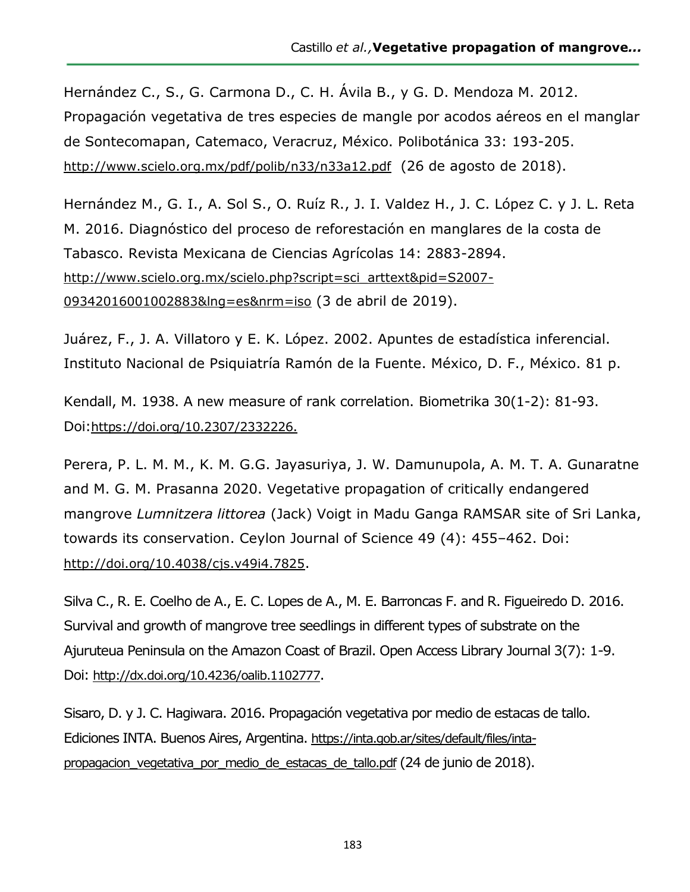Hernández C., S., G. Carmona D., C. H. Ávila B., y G. D. Mendoza M. 2012. Propagación vegetativa de tres especies de mangle por acodos aéreos en el manglar de Sontecomapan, Catemaco, Veracruz, México. Polibotánica 33: 193-205. http://www.scielo.org.mx/pdf/polib/n33/n33a12.pdf (26 de agosto de 2018).

Hernández M., G. I., A. Sol S., O. Ruíz R., J. I. Valdez H., J. C. López C. y J. L. Reta M. 2016. Diagnóstico del proceso de reforestación en manglares de la costa de Tabasco. Revista Mexicana de Ciencias Agrícolas 14: 2883-2894. http://www.scielo.org.mx/scielo.php?script=sci_arttext&pid=S2007-09342016001002883&lng=es&nrm=iso (3 de abril de 2019).

Juárez, F., J. A. Villatoro y E. K. López. 2002. Apuntes de estadística inferencial. Instituto Nacional de Psiquiatría Ramón de la Fuente. México, D. F., México. 81 p.

Kendall, M. 1938. A new measure of rank correlation. Biometrika 30(1-2): 81-93. Doi:https://doi.org/10.2307/2332226.

Perera, P. L. M. M., K. M. G.G. Jayasuriya, J. W. Damunupola, A. M. T. A. Gunaratne and M. G. M. Prasanna 2020. Vegetative propagation of critically endangered mangrove *Lumnitzera littorea* (Jack) Voigt in Madu Ganga RAMSAR site of Sri Lanka, towards its conservation. Ceylon Journal of Science 49 (4): 455–462. Doi: http://doi.org/10.4038/cjs.v49i4.7825.

Silva C., R. E. Coelho de A., E. C. Lopes de A., M. E. Barroncas F. and R. Figueiredo D. 2016. Survival and growth of mangrove tree seedlings in different types of substrate on the Ajuruteua Peninsula on the Amazon Coast of Brazil. Open Access Library Journal 3(7): 1-9. Doi: http://dx.doi.org/10.4236/oalib.1102777.

Sisaro, D. y J. C. Hagiwara. 2016. Propagación vegetativa por medio de estacas de tallo. Ediciones INTA. Buenos Aires, Argentina. https://inta.gob.ar/sites/default/files/inta-propagacion_vegetativa_por_medio_de_estacas_de_tallo.pdf (24 de junio de 2018).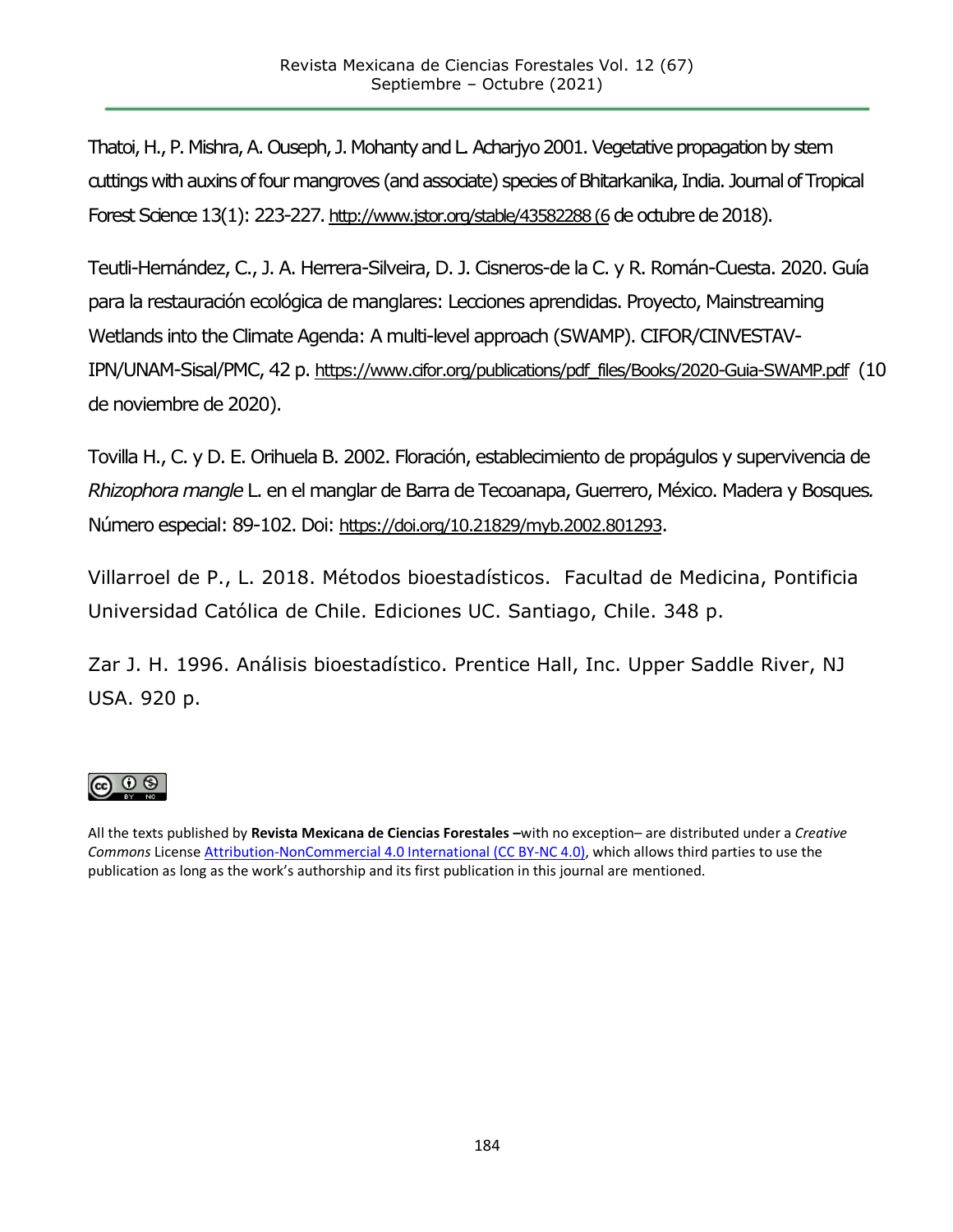Thatoi, H., P. Mishra, A. Ouseph, J. Mohanty and L. Acharjyo 2001. Vegetative propagation by stem cuttings with auxins of four mangroves (and associate) species of Bhitarkanika, India. Journal of Tropical Forest Science 13(1): 223-227. http://www.jstor.org/stable/43582288 (6 de octubre de 2018).

Teutli-Hernández, C., J. A. Herrera-Silveira, D. J. Cisneros-de la C. y R. Román-Cuesta. 2020. Guía para la restauración ecológica de manglares: Lecciones aprendidas. Proyecto, Mainstreaming Wetlands into the Climate Agenda: A multi-level approach (SWAMP). CIFOR/CINVESTAV-IPN/UNAM-Sisal/PMC, 42 p. https://www.cifor.org/publications/pdf_files/Books/2020-Guia-SWAMP.pdf (10 de noviembre de 2020).

Tovilla H., C. y D. E. Orihuela B. 2002. Floración, establecimiento de propágulos y supervivencia de *Rhizophora mangle* L. en el manglar de Barra de Tecoanapa, Guerrero, México. Madera y Bosques. Número especial: 89-102. Doi: https://doi.org/10.21829/myb.2002.801293.

Villarroel de P., L. 2018. Métodos bioestadísticos. Facultad de Medicina, Pontificia Universidad Católica de Chile. Ediciones UC. Santiago, Chile. 348 p.

Zar J. H. 1996. Análisis bioestadístico. Prentice Hall, Inc. Upper Saddle River, NJ USA. 920 p.

All the texts published by **Revista Mexicana de Ciencias Forestales –**with no exception– are distributed under a *Creative Commons* License Attribution-NonCommercial 4.0 International (CC BY-NC 4.0), which allows third parties to use the publication as long as the work's authorship and its first publication in this journal are mentioned.